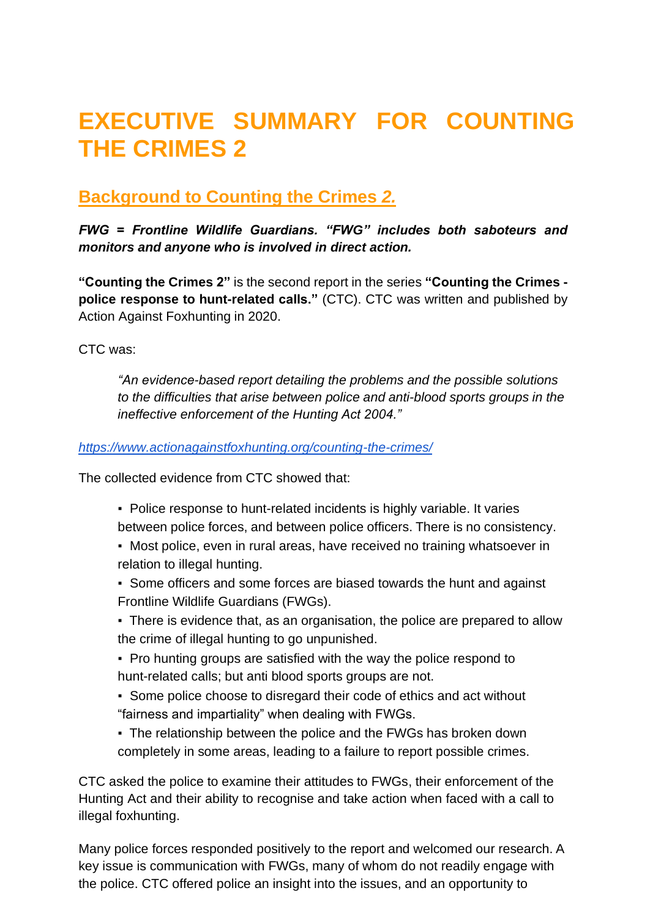# EXECUTIVE SUMMARY FOR COUNTING THE CRIMES 2

## Background to Counting the Crimes *2.*

***FWG = Frontline Wildlife Guardians. "FWG" includes both saboteurs and monitors and anyone who is involved in direct action.***

**"Counting the Crimes 2"** is the second report in the series **"Counting the Crimes - police response to hunt-related calls."** (CTC). CTC was written and published by Action Against Foxhunting in 2020.

CTC was:

> *"An evidence-based report detailing the problems and the possible solutions to the difficulties that arise between police and anti-blood sports groups in the ineffective enforcement of the Hunting Act 2004."*

*https://www.actionagainstfoxhunting.org/counting-the-crimes/*

The collected evidence from CTC showed that:

- Police response to hunt-related incidents is highly variable. It varies between police forces, and between police officers. There is no consistency.
- Most police, even in rural areas, have received no training whatsoever in relation to illegal hunting.
- Some officers and some forces are biased towards the hunt and against Frontline Wildlife Guardians (FWGs).
- There is evidence that, as an organisation, the police are prepared to allow the crime of illegal hunting to go unpunished.
- Pro hunting groups are satisfied with the way the police respond to hunt-related calls; but anti blood sports groups are not.
- Some police choose to disregard their code of ethics and act without "fairness and impartiality" when dealing with FWGs.
- The relationship between the police and the FWGs has broken down completely in some areas, leading to a failure to report possible crimes.

CTC asked the police to examine their attitudes to FWGs, their enforcement of the Hunting Act and their ability to recognise and take action when faced with a call to illegal foxhunting.

Many police forces responded positively to the report and welcomed our research. A key issue is communication with FWGs, many of whom do not readily engage with the police. CTC offered police an insight into the issues, and an opportunity to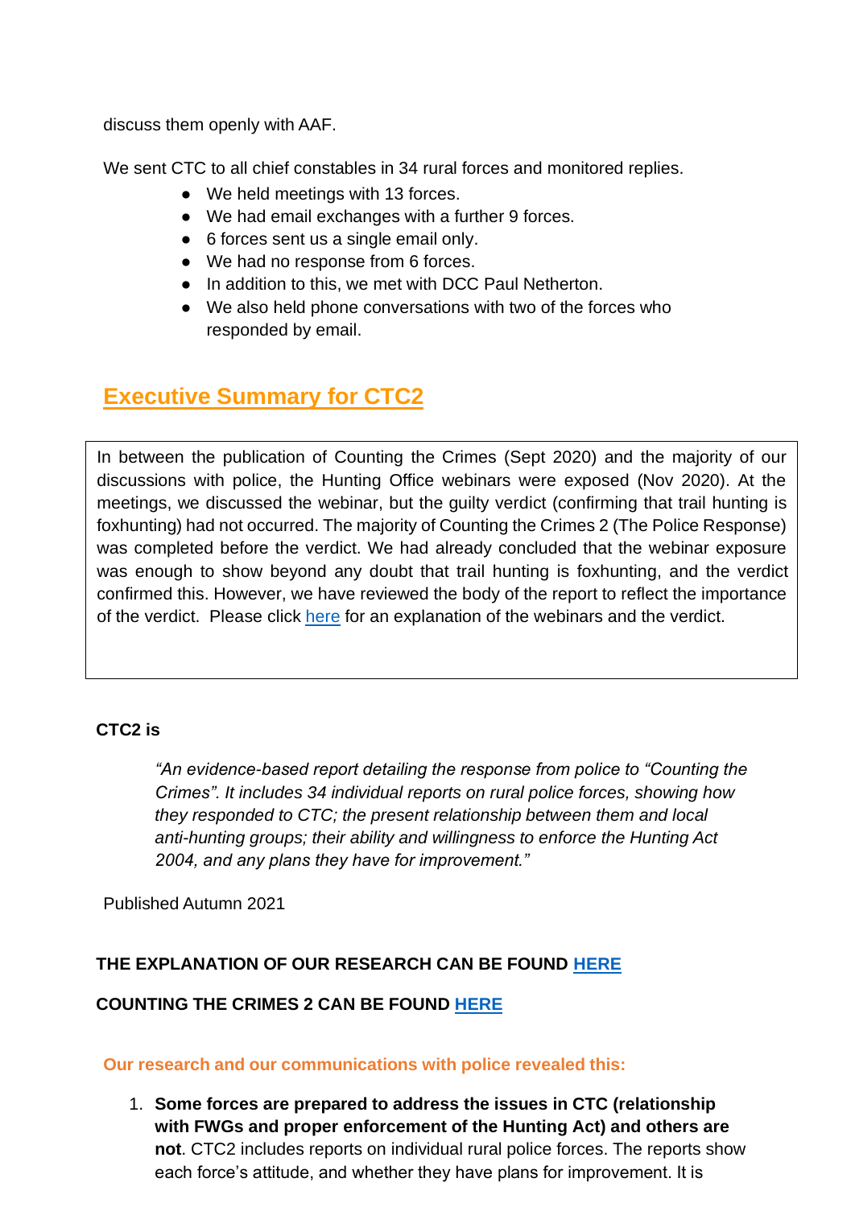discuss them openly with AAF.

We sent CTC to all chief constables in 34 rural forces and monitored replies.

- We held meetings with 13 forces.
- We had email exchanges with a further 9 forces.
- 6 forces sent us a single email only.
- We had no response from 6 forces.
- In addition to this, we met with DCC Paul Netherton.
- We also held phone conversations with two of the forces who responded by email.

## Executive Summary for CTC2

In between the publication of Counting the Crimes (Sept 2020) and the majority of our discussions with police, the Hunting Office webinars were exposed (Nov 2020). At the meetings, we discussed the webinar, but the guilty verdict (confirming that trail hunting is foxhunting) had not occurred. The majority of Counting the Crimes 2 (The Police Response) was completed before the verdict. We had already concluded that the webinar exposure was enough to show beyond any doubt that trail hunting is foxhunting, and the verdict confirmed this. However, we have reviewed the body of the report to reflect the importance of the verdict. Please click here for an explanation of the webinars and the verdict.

**CTC2 is**

> *"An evidence-based report detailing the response from police to "Counting the Crimes". It includes 34 individual reports on rural police forces, showing how they responded to CTC; the present relationship between them and local anti-hunting groups; their ability and willingness to enforce the Hunting Act 2004, and any plans they have for improvement."*

Published Autumn 2021

**THE EXPLANATION OF OUR RESEARCH CAN BE FOUND HERE**

**COUNTING THE CRIMES 2 CAN BE FOUND HERE**

**Our research and our communications with police revealed this:**

1. **Some forces are prepared to address the issues in CTC (relationship with FWGs and proper enforcement of the Hunting Act) and others are not**. CTC2 includes reports on individual rural police forces. The reports show each force's attitude, and whether they have plans for improvement. It is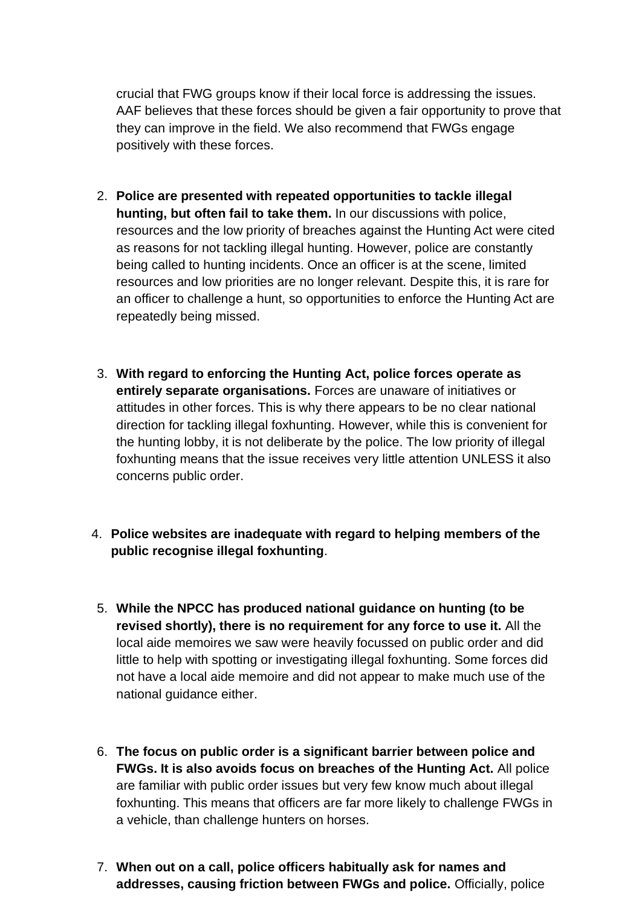crucial that FWG groups know if their local force is addressing the issues. AAF believes that these forces should be given a fair opportunity to prove that they can improve in the field. We also recommend that FWGs engage positively with these forces.

2. **Police are presented with repeated opportunities to tackle illegal hunting, but often fail to take them.** In our discussions with police, resources and the low priority of breaches against the Hunting Act were cited as reasons for not tackling illegal hunting. However, police are constantly being called to hunting incidents. Once an officer is at the scene, limited resources and low priorities are no longer relevant. Despite this, it is rare for an officer to challenge a hunt, so opportunities to enforce the Hunting Act are repeatedly being missed.

3. **With regard to enforcing the Hunting Act, police forces operate as entirely separate organisations.** Forces are unaware of initiatives or attitudes in other forces. This is why there appears to be no clear national direction for tackling illegal foxhunting. However, while this is convenient for the hunting lobby, it is not deliberate by the police. The low priority of illegal foxhunting means that the issue receives very little attention UNLESS it also concerns public order.

4. **Police websites are inadequate with regard to helping members of the public recognise illegal foxhunting**.

5. **While the NPCC has produced national guidance on hunting (to be revised shortly), there is no requirement for any force to use it.** All the local aide memoires we saw were heavily focussed on public order and did little to help with spotting or investigating illegal foxhunting. Some forces did not have a local aide memoire and did not appear to make much use of the national guidance either.

6. **The focus on public order is a significant barrier between police and FWGs. It is also avoids focus on breaches of the Hunting Act.** All police are familiar with public order issues but very few know much about illegal foxhunting. This means that officers are far more likely to challenge FWGs in a vehicle, than challenge hunters on horses.

7. **When out on a call, police officers habitually ask for names and addresses, causing friction between FWGs and police.** Officially, police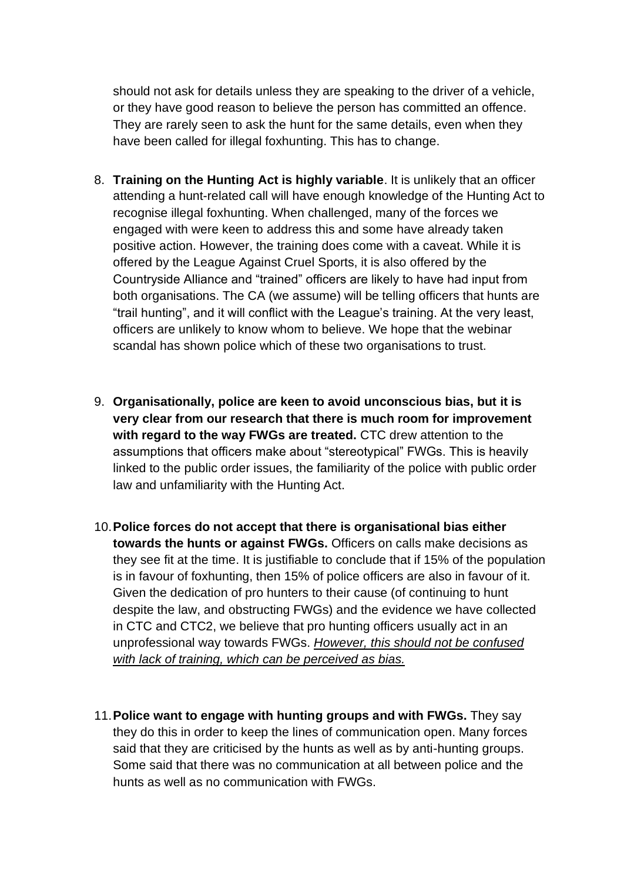should not ask for details unless they are speaking to the driver of a vehicle, or they have good reason to believe the person has committed an offence. They are rarely seen to ask the hunt for the same details, even when they have been called for illegal foxhunting. This has to change.

8. **Training on the Hunting Act is highly variable**. It is unlikely that an officer attending a hunt-related call will have enough knowledge of the Hunting Act to recognise illegal foxhunting. When challenged, many of the forces we engaged with were keen to address this and some have already taken positive action. However, the training does come with a caveat. While it is offered by the League Against Cruel Sports, it is also offered by the Countryside Alliance and "trained" officers are likely to have had input from both organisations. The CA (we assume) will be telling officers that hunts are "trail hunting", and it will conflict with the League's training. At the very least, officers are unlikely to know whom to believe. We hope that the webinar scandal has shown police which of these two organisations to trust.

9. **Organisationally, police are keen to avoid unconscious bias, but it is very clear from our research that there is much room for improvement with regard to the way FWGs are treated.** CTC drew attention to the assumptions that officers make about "stereotypical" FWGs. This is heavily linked to the public order issues, the familiarity of the police with public order law and unfamiliarity with the Hunting Act.

10. **Police forces do not accept that there is organisational bias either towards the hunts or against FWGs.** Officers on calls make decisions as they see fit at the time. It is justifiable to conclude that if 15% of the population is in favour of foxhunting, then 15% of police officers are also in favour of it. Given the dedication of pro hunters to their cause (of continuing to hunt despite the law, and obstructing FWGs) and the evidence we have collected in CTC and CTC2, we believe that pro hunting officers usually act in an unprofessional way towards FWGs. <u>*However, this should not be confused with lack of training, which can be perceived as bias.*</u>

11. **Police want to engage with hunting groups and with FWGs.** They say they do this in order to keep the lines of communication open. Many forces said that they are criticised by the hunts as well as by anti-hunting groups. Some said that there was no communication at all between police and the hunts as well as no communication with FWGs.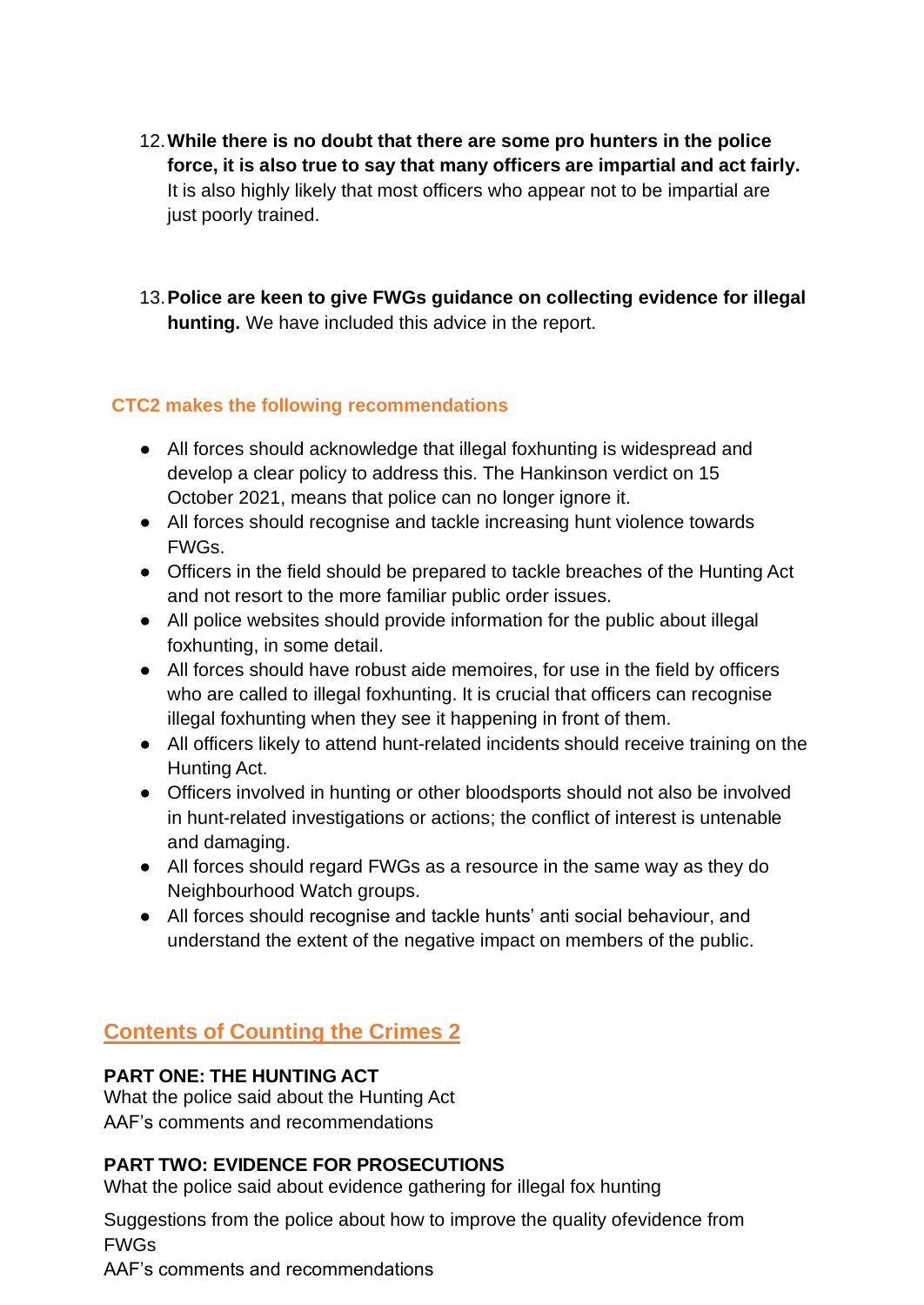12. **While there is no doubt that there are some pro hunters in the police force, it is also true to say that many officers are impartial and act fairly.** It is also highly likely that most officers who appear not to be impartial are just poorly trained.

13. **Police are keen to give FWGs guidance on collecting evidence for illegal hunting.** We have included this advice in the report.

### CTC2 makes the following recommendations

- All forces should acknowledge that illegal foxhunting is widespread and develop a clear policy to address this. The Hankinson verdict on 15 October 2021, means that police can no longer ignore it.
- All forces should recognise and tackle increasing hunt violence towards FWGs.
- Officers in the field should be prepared to tackle breaches of the Hunting Act and not resort to the more familiar public order issues.
- All police websites should provide information for the public about illegal foxhunting, in some detail.
- All forces should have robust aide memoires, for use in the field by officers who are called to illegal foxhunting. It is crucial that officers can recognise illegal foxhunting when they see it happening in front of them.
- All officers likely to attend hunt-related incidents should receive training on the Hunting Act.
- Officers involved in hunting or other bloodsports should not also be involved in hunt-related investigations or actions; the conflict of interest is untenable and damaging.
- All forces should regard FWGs as a resource in the same way as they do Neighbourhood Watch groups.
- All forces should recognise and tackle hunts' anti social behaviour, and understand the extent of the negative impact on members of the public.

## Contents of Counting the Crimes 2

**PART ONE: THE HUNTING ACT**

What the police said about the Hunting Act

AAF's comments and recommendations

**PART TWO: EVIDENCE FOR PROSECUTIONS**

What the police said about evidence gathering for illegal fox hunting

Suggestions from the police about how to improve the quality ofevidence from FWGs

AAF's comments and recommendations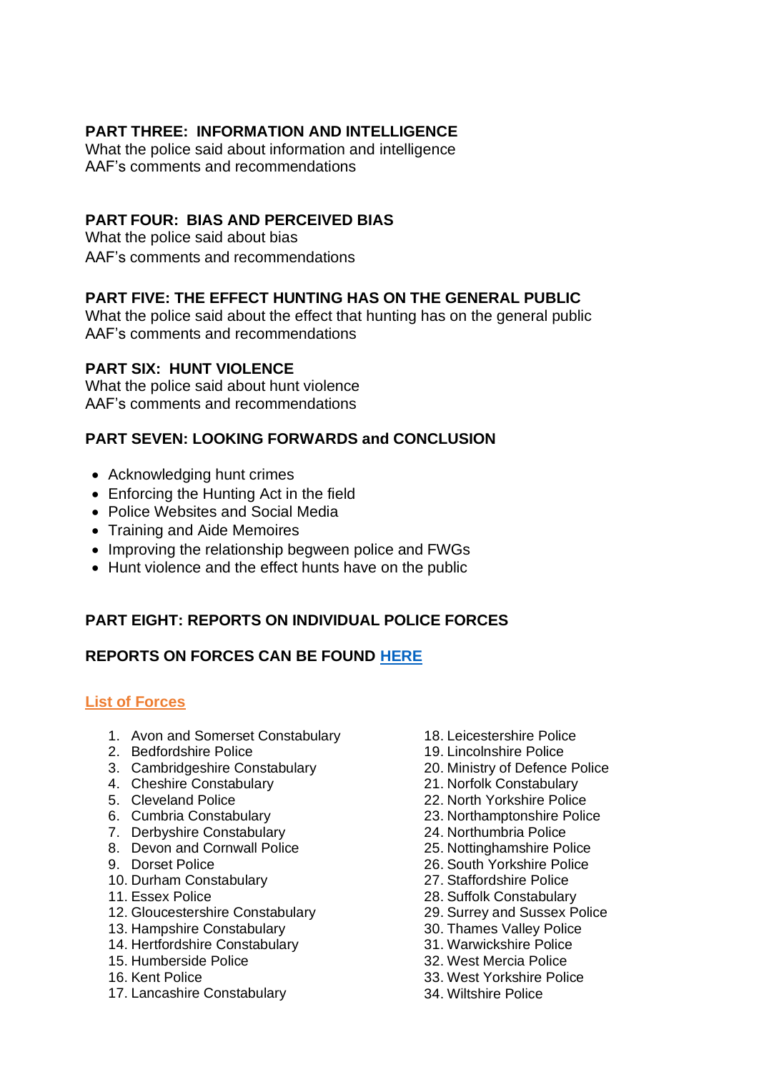**PART THREE: INFORMATION AND INTELLIGENCE**
What the police said about information and intelligence
AAF's comments and recommendations

**PART FOUR: BIAS AND PERCEIVED BIAS**
What the police said about bias
AAF's comments and recommendations

**PART FIVE: THE EFFECT HUNTING HAS ON THE GENERAL PUBLIC**
What the police said about the effect that hunting has on the general public
AAF's comments and recommendations

**PART SIX: HUNT VIOLENCE**
What the police said about hunt violence
AAF's comments and recommendations

**PART SEVEN: LOOKING FORWARDS and CONCLUSION**

- Acknowledging hunt crimes
- Enforcing the Hunting Act in the field
- Police Websites and Social Media
- Training and Aide Memoires
- Improving the relationship begween police and FWGs
- Hunt violence and the effect hunts have on the public

**PART EIGHT: REPORTS ON INDIVIDUAL POLICE FORCES**

**REPORTS ON FORCES CAN BE FOUND HERE**

**List of Forces**

1. Avon and Somerset Constabulary
2. Bedfordshire Police
3. Cambridgeshire Constabulary
4. Cheshire Constabulary
5. Cleveland Police
6. Cumbria Constabulary
7. Derbyshire Constabulary
8. Devon and Cornwall Police
9. Dorset Police
10. Durham Constabulary
11. Essex Police
12. Gloucestershire Constabulary
13. Hampshire Constabulary
14. Hertfordshire Constabulary
15. Humberside Police
16. Kent Police
17. Lancashire Constabulary
18. Leicestershire Police
19. Lincolnshire Police
20. Ministry of Defence Police
21. Norfolk Constabulary
22. North Yorkshire Police
23. Northamptonshire Police
24. Northumbria Police
25. Nottinghamshire Police
26. South Yorkshire Police
27. Staffordshire Police
28. Suffolk Constabulary
29. Surrey and Sussex Police
30. Thames Valley Police
31. Warwickshire Police
32. West Mercia Police
33. West Yorkshire Police
34. Wiltshire Police